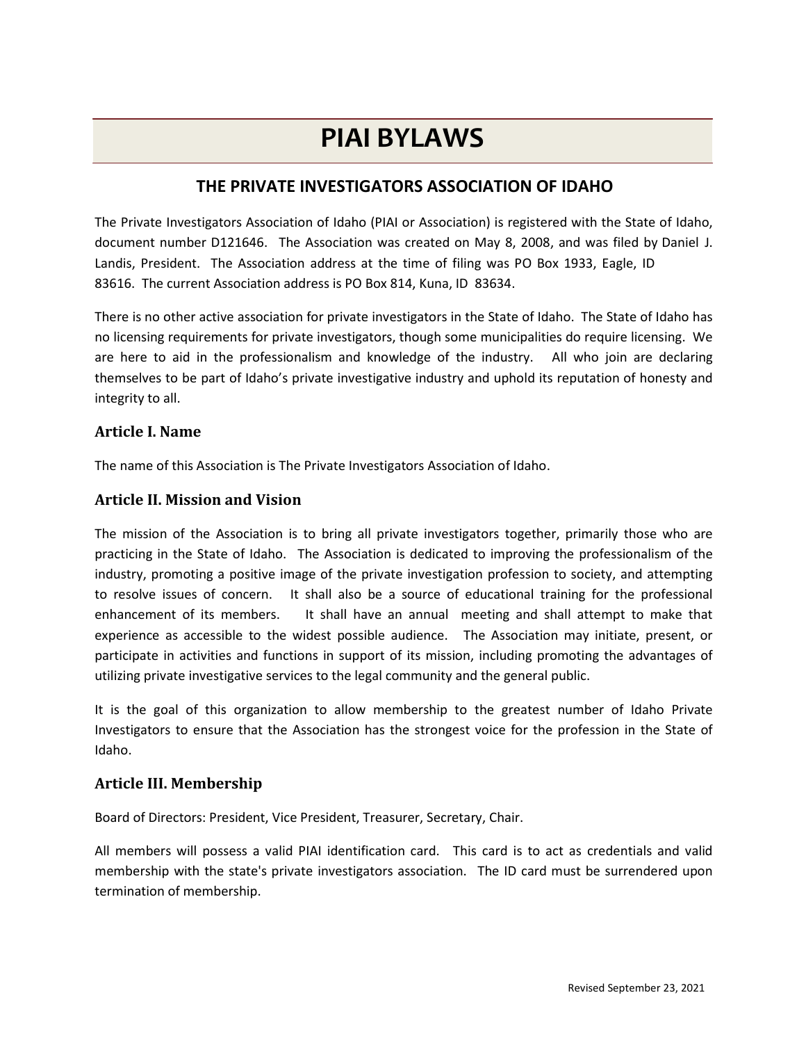# PIAI BYLAWS

## THE PRIVATE INVESTIGATORS ASSOCIATION OF IDAHO

The Private Investigators Association of Idaho (PIAI or Association) is registered with the State of Idaho, document number D121646. The Association was created on May 8, 2008, and was filed by Daniel J. Landis, President. The Association address at the time of filing was PO Box 1933, Eagle, ID 83616. The current Association address is PO Box 814, Kuna, ID 83634.

There is no other active association for private investigators in the State of Idaho. The State of Idaho has no licensing requirements for private investigators, though some municipalities do require licensing. We are here to aid in the professionalism and knowledge of the industry. All who join are declaring themselves to be part of Idaho's private investigative industry and uphold its reputation of honesty and integrity to all.

### Article I. Name

The name of this Association is The Private Investigators Association of Idaho.

### Article II. Mission and Vision

The mission of the Association is to bring all private investigators together, primarily those who are practicing in the State of Idaho. The Association is dedicated to improving the professionalism of the industry, promoting a positive image of the private investigation profession to society, and attempting to resolve issues of concern. It shall also be a source of educational training for the professional enhancement of its members. It shall have an annual meeting and shall attempt to make that experience as accessible to the widest possible audience. The Association may initiate, present, or participate in activities and functions in support of its mission, including promoting the advantages of utilizing private investigative services to the legal community and the general public.

It is the goal of this organization to allow membership to the greatest number of Idaho Private Investigators to ensure that the Association has the strongest voice for the profession in the State of Idaho.

### Article III. Membership

Board of Directors: President, Vice President, Treasurer, Secretary, Chair.

All members will possess a valid PIAI identification card. This card is to act as credentials and valid membership with the state's private investigators association. The ID card must be surrendered upon termination of membership.

Revised September 23, 2021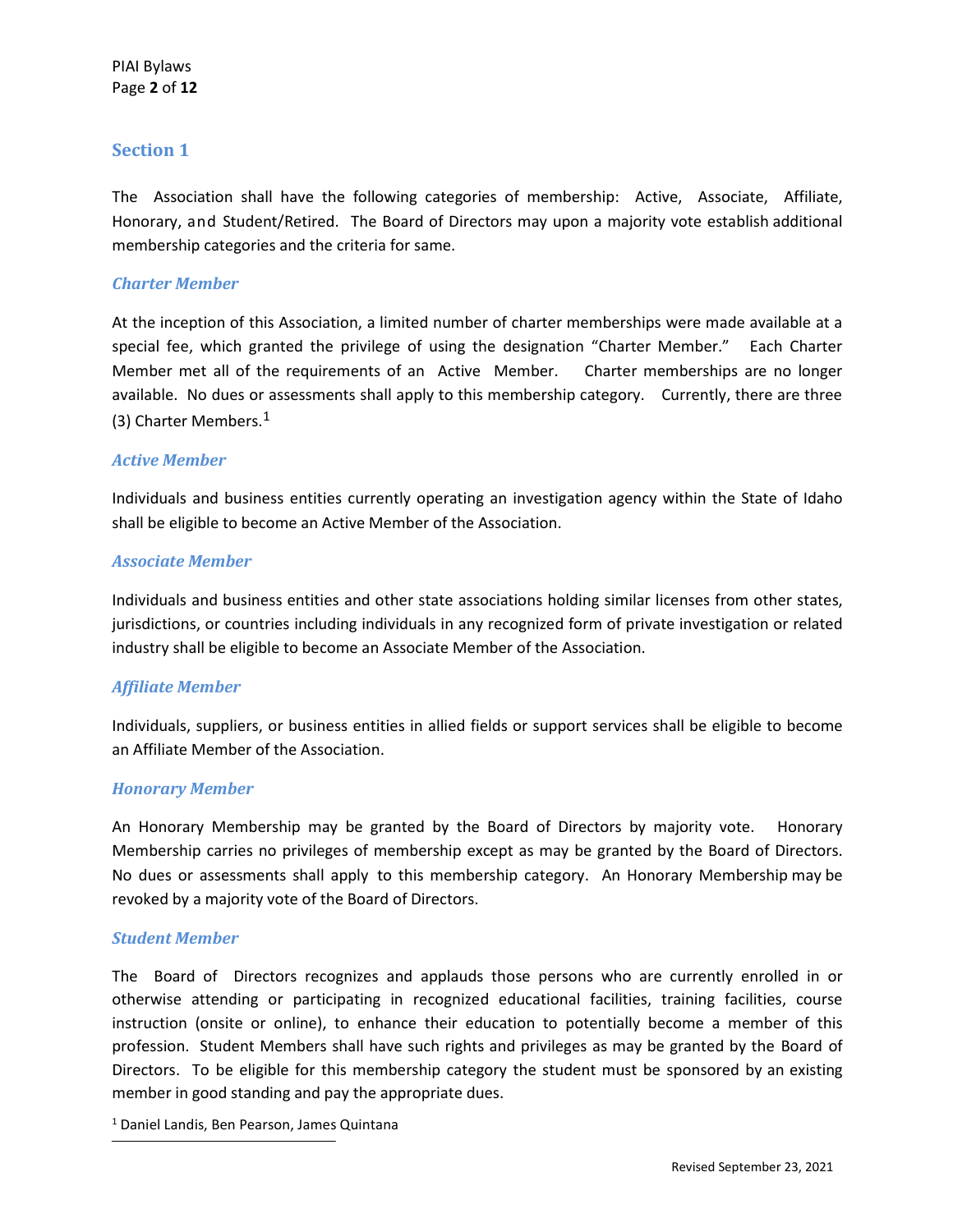## Section 1

The Association shall have the following categories of membership: Active, Associate, Affiliate, Honorary, and Student/Retired. The Board of Directors may upon a majority vote establish additional membership categories and the criteria for same.

### *Charter Member*

At the inception of this Association, a limited number of charter memberships were made available at a special fee, which granted the privilege of using the designation "Charter Member." Each Charter Member met all of the requirements of an Active Member. Charter memberships are no longer available. No dues or assessments shall apply to this membership category. Currently, there are three (3) Charter Members.[1]

### *Active Member*

Individuals and business entities currently operating an investigation agency within the State of Idaho shall be eligible to become an Active Member of the Association.

### *Associate Member*

Individuals and business entities and other state associations holding similar licenses from other states, jurisdictions, or countries including individuals in any recognized form of private investigation or related industry shall be eligible to become an Associate Member of the Association.

### *Affiliate Member*

Individuals, suppliers, or business entities in allied fields or support services shall be eligible to become an Affiliate Member of the Association.

### *Honorary Member*

An Honorary Membership may be granted by the Board of Directors by majority vote. Honorary Membership carries no privileges of membership except as may be granted by the Board of Directors. No dues or assessments shall apply to this membership category. An Honorary Membership may be revoked by a majority vote of the Board of Directors.

### *Student Member*

The Board of Directors recognizes and applauds those persons who are currently enrolled in or otherwise attending or participating in recognized educational facilities, training facilities, course instruction (onsite or online), to enhance their education to potentially become a member of this profession. Student Members shall have such rights and privileges as may be granted by the Board of Directors. To be eligible for this membership category the student must be sponsored by an existing member in good standing and pay the appropriate dues.

[1] Daniel Landis, Ben Pearson, James Quintana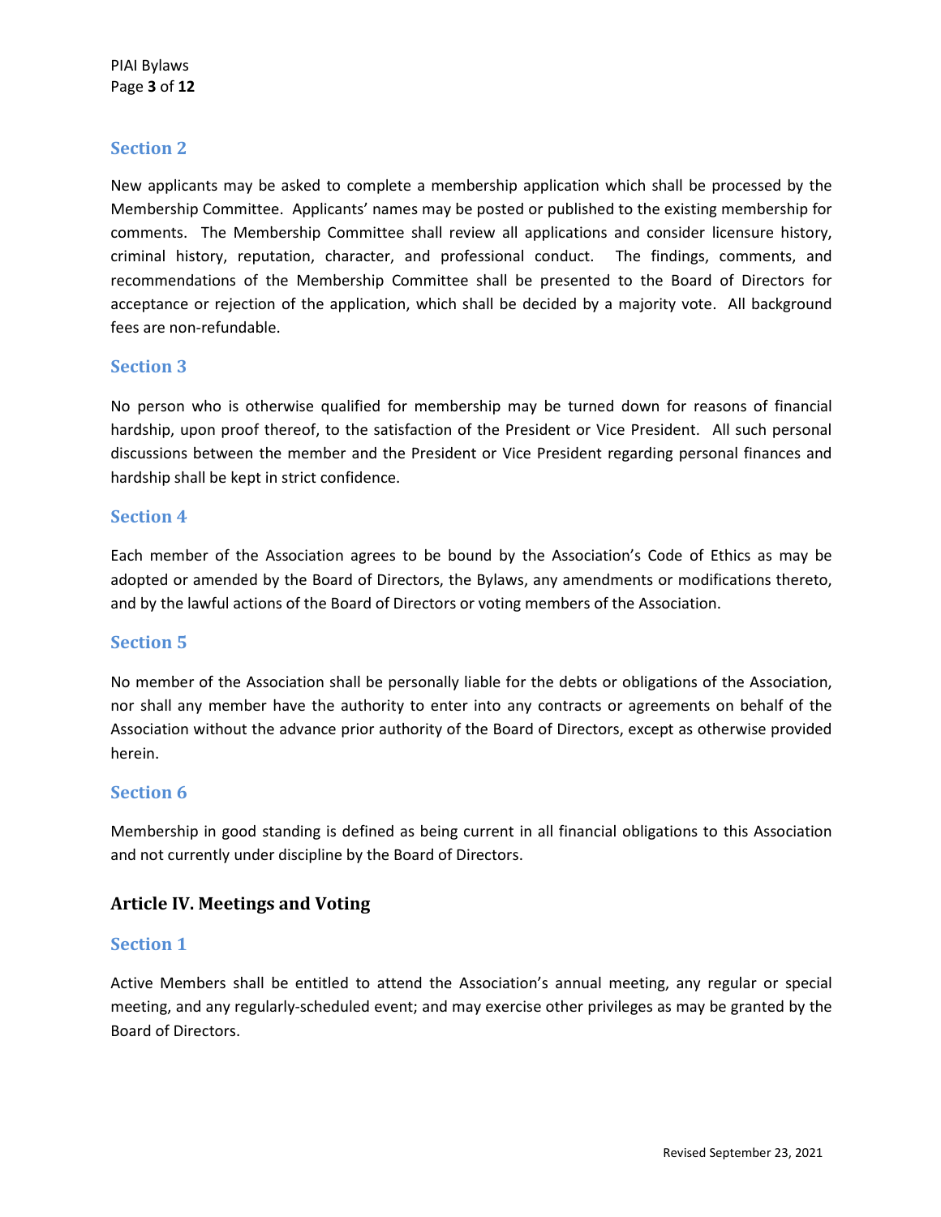### Section 2

New applicants may be asked to complete a membership application which shall be processed by the Membership Committee. Applicants' names may be posted or published to the existing membership for comments. The Membership Committee shall review all applications and consider licensure history, criminal history, reputation, character, and professional conduct. The findings, comments, and recommendations of the Membership Committee shall be presented to the Board of Directors for acceptance or rejection of the application, which shall be decided by a majority vote. All background fees are non-refundable.

### Section 3

No person who is otherwise qualified for membership may be turned down for reasons of financial hardship, upon proof thereof, to the satisfaction of the President or Vice President. All such personal discussions between the member and the President or Vice President regarding personal finances and hardship shall be kept in strict confidence.

### Section 4

Each member of the Association agrees to be bound by the Association's Code of Ethics as may be adopted or amended by the Board of Directors, the Bylaws, any amendments or modifications thereto, and by the lawful actions of the Board of Directors or voting members of the Association.

### Section 5

No member of the Association shall be personally liable for the debts or obligations of the Association, nor shall any member have the authority to enter into any contracts or agreements on behalf of the Association without the advance prior authority of the Board of Directors, except as otherwise provided herein.

### Section 6

Membership in good standing is defined as being current in all financial obligations to this Association and not currently under discipline by the Board of Directors.

## Article IV. Meetings and Voting

### Section 1

Active Members shall be entitled to attend the Association's annual meeting, any regular or special meeting, and any regularly-scheduled event; and may exercise other privileges as may be granted by the Board of Directors.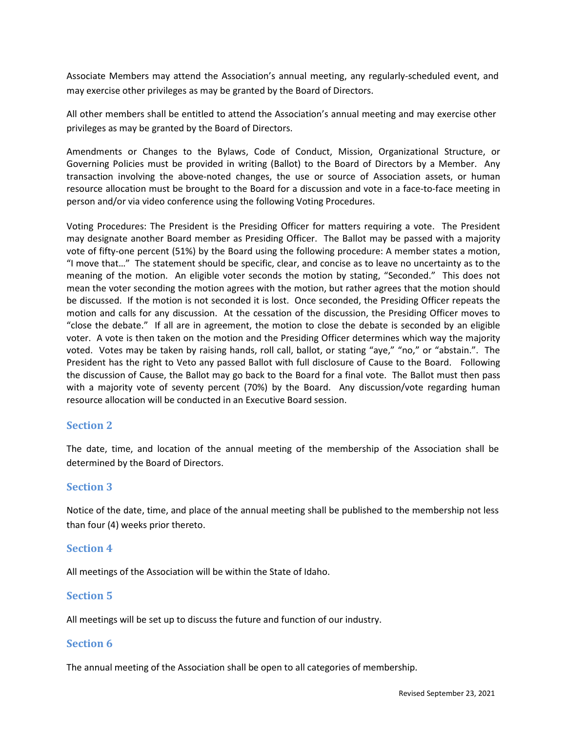Associate Members may attend the Association's annual meeting, any regularly-scheduled event, and may exercise other privileges as may be granted by the Board of Directors.

All other members shall be entitled to attend the Association's annual meeting and may exercise other privileges as may be granted by the Board of Directors.

Amendments or Changes to the Bylaws, Code of Conduct, Mission, Organizational Structure, or Governing Policies must be provided in writing (Ballot) to the Board of Directors by a Member. Any transaction involving the above-noted changes, the use or source of Association assets, or human resource allocation must be brought to the Board for a discussion and vote in a face-to-face meeting in person and/or via video conference using the following Voting Procedures.

Voting Procedures: The President is the Presiding Officer for matters requiring a vote. The President may designate another Board member as Presiding Officer. The Ballot may be passed with a majority vote of fifty-one percent (51%) by the Board using the following procedure: A member states a motion, "I move that…" The statement should be specific, clear, and concise as to leave no uncertainty as to the meaning of the motion. An eligible voter seconds the motion by stating, "Seconded." This does not mean the voter seconding the motion agrees with the motion, but rather agrees that the motion should be discussed. If the motion is not seconded it is lost. Once seconded, the Presiding Officer repeats the motion and calls for any discussion. At the cessation of the discussion, the Presiding Officer moves to "close the debate." If all are in agreement, the motion to close the debate is seconded by an eligible voter. A vote is then taken on the motion and the Presiding Officer determines which way the majority voted. Votes may be taken by raising hands, roll call, ballot, or stating "aye," "no," or "abstain.". The President has the right to Veto any passed Ballot with full disclosure of Cause to the Board. Following the discussion of Cause, the Ballot may go back to the Board for a final vote. The Ballot must then pass with a majority vote of seventy percent (70%) by the Board. Any discussion/vote regarding human resource allocation will be conducted in an Executive Board session.

## Section 2

The date, time, and location of the annual meeting of the membership of the Association shall be determined by the Board of Directors.

## Section 3

Notice of the date, time, and place of the annual meeting shall be published to the membership not less than four (4) weeks prior thereto.

## Section 4

All meetings of the Association will be within the State of Idaho.

## Section 5

All meetings will be set up to discuss the future and function of our industry.

## Section 6

The annual meeting of the Association shall be open to all categories of membership.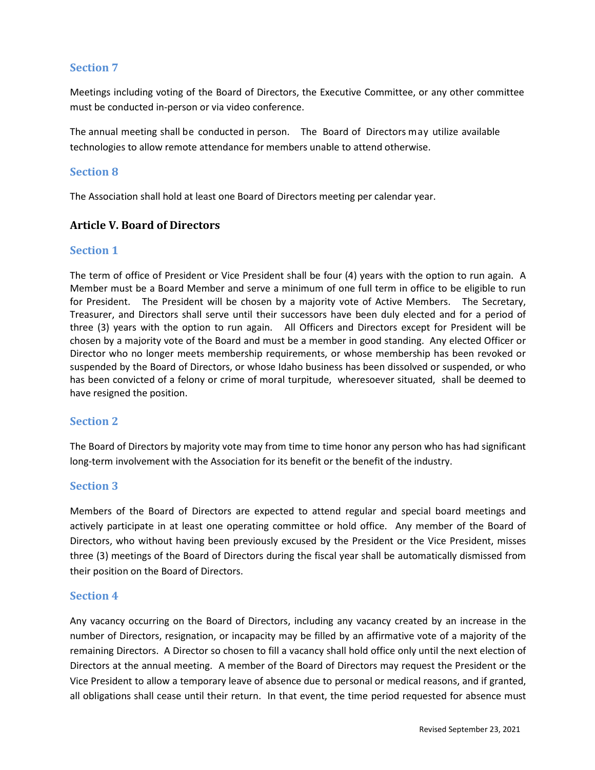### Section 7

Meetings including voting of the Board of Directors, the Executive Committee, or any other committee must be conducted in-person or via video conference.

The annual meeting shall be conducted in person. The Board of Directors may utilize available technologies to allow remote attendance for members unable to attend otherwise.

### Section 8

The Association shall hold at least one Board of Directors meeting per calendar year.

## Article V. Board of Directors

### Section 1

The term of office of President or Vice President shall be four (4) years with the option to run again. A Member must be a Board Member and serve a minimum of one full term in office to be eligible to run for President. The President will be chosen by a majority vote of Active Members. The Secretary, Treasurer, and Directors shall serve until their successors have been duly elected and for a period of three (3) years with the option to run again. All Officers and Directors except for President will be chosen by a majority vote of the Board and must be a member in good standing. Any elected Officer or Director who no longer meets membership requirements, or whose membership has been revoked or suspended by the Board of Directors, or whose Idaho business has been dissolved or suspended, or who has been convicted of a felony or crime of moral turpitude, wheresoever situated, shall be deemed to have resigned the position.

### Section 2

The Board of Directors by majority vote may from time to time honor any person who has had significant long-term involvement with the Association for its benefit or the benefit of the industry.

### Section 3

Members of the Board of Directors are expected to attend regular and special board meetings and actively participate in at least one operating committee or hold office. Any member of the Board of Directors, who without having been previously excused by the President or the Vice President, misses three (3) meetings of the Board of Directors during the fiscal year shall be automatically dismissed from their position on the Board of Directors.

### Section 4

Any vacancy occurring on the Board of Directors, including any vacancy created by an increase in the number of Directors, resignation, or incapacity may be filled by an affirmative vote of a majority of the remaining Directors. A Director so chosen to fill a vacancy shall hold office only until the next election of Directors at the annual meeting. A member of the Board of Directors may request the President or the Vice President to allow a temporary leave of absence due to personal or medical reasons, and if granted, all obligations shall cease until their return. In that event, the time period requested for absence must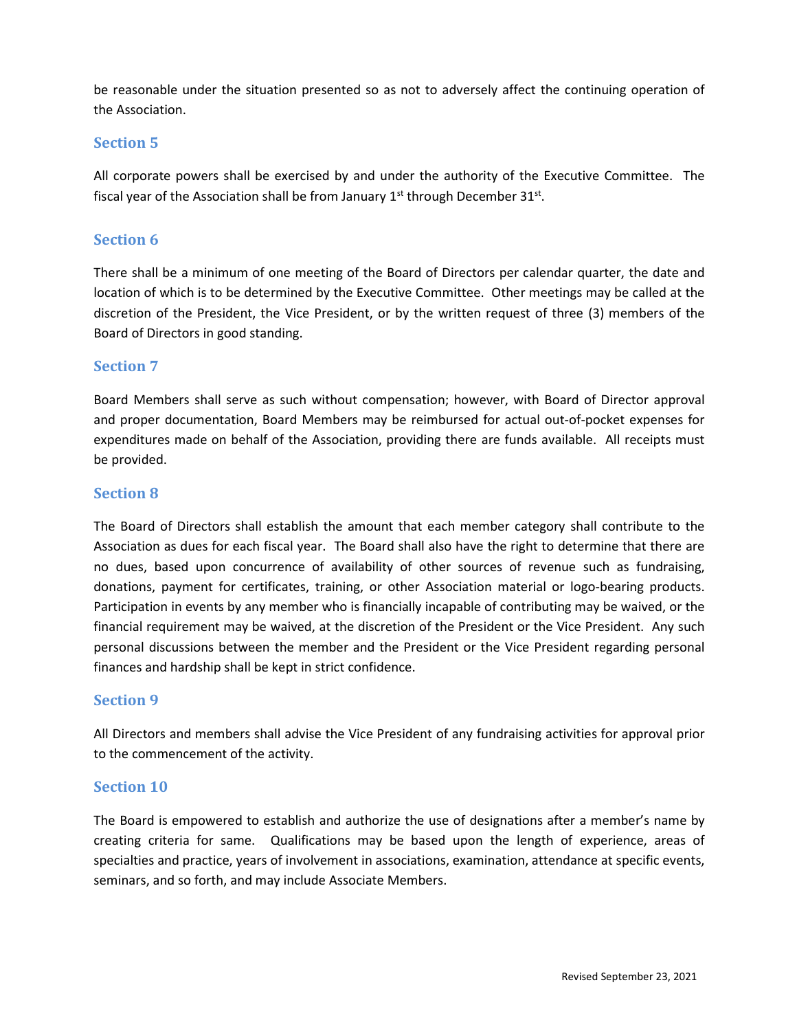be reasonable under the situation presented so as not to adversely affect the continuing operation of the Association.

### Section 5

All corporate powers shall be exercised by and under the authority of the Executive Committee. The fiscal year of the Association shall be from January 1st through December 31st.

### Section 6

There shall be a minimum of one meeting of the Board of Directors per calendar quarter, the date and location of which is to be determined by the Executive Committee. Other meetings may be called at the discretion of the President, the Vice President, or by the written request of three (3) members of the Board of Directors in good standing.

### Section 7

Board Members shall serve as such without compensation; however, with Board of Director approval and proper documentation, Board Members may be reimbursed for actual out-of-pocket expenses for expenditures made on behalf of the Association, providing there are funds available. All receipts must be provided.

### Section 8

The Board of Directors shall establish the amount that each member category shall contribute to the Association as dues for each fiscal year. The Board shall also have the right to determine that there are no dues, based upon concurrence of availability of other sources of revenue such as fundraising, donations, payment for certificates, training, or other Association material or logo-bearing products. Participation in events by any member who is financially incapable of contributing may be waived, or the financial requirement may be waived, at the discretion of the President or the Vice President. Any such personal discussions between the member and the President or the Vice President regarding personal finances and hardship shall be kept in strict confidence.

### Section 9

All Directors and members shall advise the Vice President of any fundraising activities for approval prior to the commencement of the activity.

### Section 10

The Board is empowered to establish and authorize the use of designations after a member's name by creating criteria for same. Qualifications may be based upon the length of experience, areas of specialties and practice, years of involvement in associations, examination, attendance at specific events, seminars, and so forth, and may include Associate Members.

Revised September 23, 2021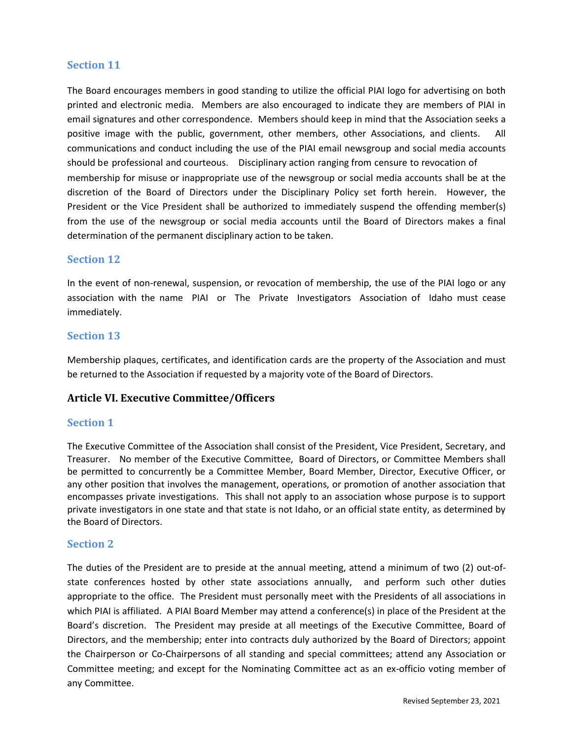### Section 11

The Board encourages members in good standing to utilize the official PIAI logo for advertising on both printed and electronic media. Members are also encouraged to indicate they are members of PIAI in email signatures and other correspondence. Members should keep in mind that the Association seeks a positive image with the public, government, other members, other Associations, and clients. All communications and conduct including the use of the PIAI email newsgroup and social media accounts should be professional and courteous. Disciplinary action ranging from censure to revocation of membership for misuse or inappropriate use of the newsgroup or social media accounts shall be at the discretion of the Board of Directors under the Disciplinary Policy set forth herein. However, the President or the Vice President shall be authorized to immediately suspend the offending member(s) from the use of the newsgroup or social media accounts until the Board of Directors makes a final determination of the permanent disciplinary action to be taken.

### Section 12

In the event of non-renewal, suspension, or revocation of membership, the use of the PIAI logo or any association with the name PIAI or The Private Investigators Association of Idaho must cease immediately.

### Section 13

Membership plaques, certificates, and identification cards are the property of the Association and must be returned to the Association if requested by a majority vote of the Board of Directors.

## Article VI. Executive Committee/Officers

### Section 1

The Executive Committee of the Association shall consist of the President, Vice President, Secretary, and Treasurer. No member of the Executive Committee, Board of Directors, or Committee Members shall be permitted to concurrently be a Committee Member, Board Member, Director, Executive Officer, or any other position that involves the management, operations, or promotion of another association that encompasses private investigations. This shall not apply to an association whose purpose is to support private investigators in one state and that state is not Idaho, or an official state entity, as determined by the Board of Directors.

### Section 2

The duties of the President are to preside at the annual meeting, attend a minimum of two (2) out-of-state conferences hosted by other state associations annually, and perform such other duties appropriate to the office. The President must personally meet with the Presidents of all associations in which PIAI is affiliated. A PIAI Board Member may attend a conference(s) in place of the President at the Board's discretion. The President may preside at all meetings of the Executive Committee, Board of Directors, and the membership; enter into contracts duly authorized by the Board of Directors; appoint the Chairperson or Co-Chairpersons of all standing and special committees; attend any Association or Committee meeting; and except for the Nominating Committee act as an ex-officio voting member of any Committee.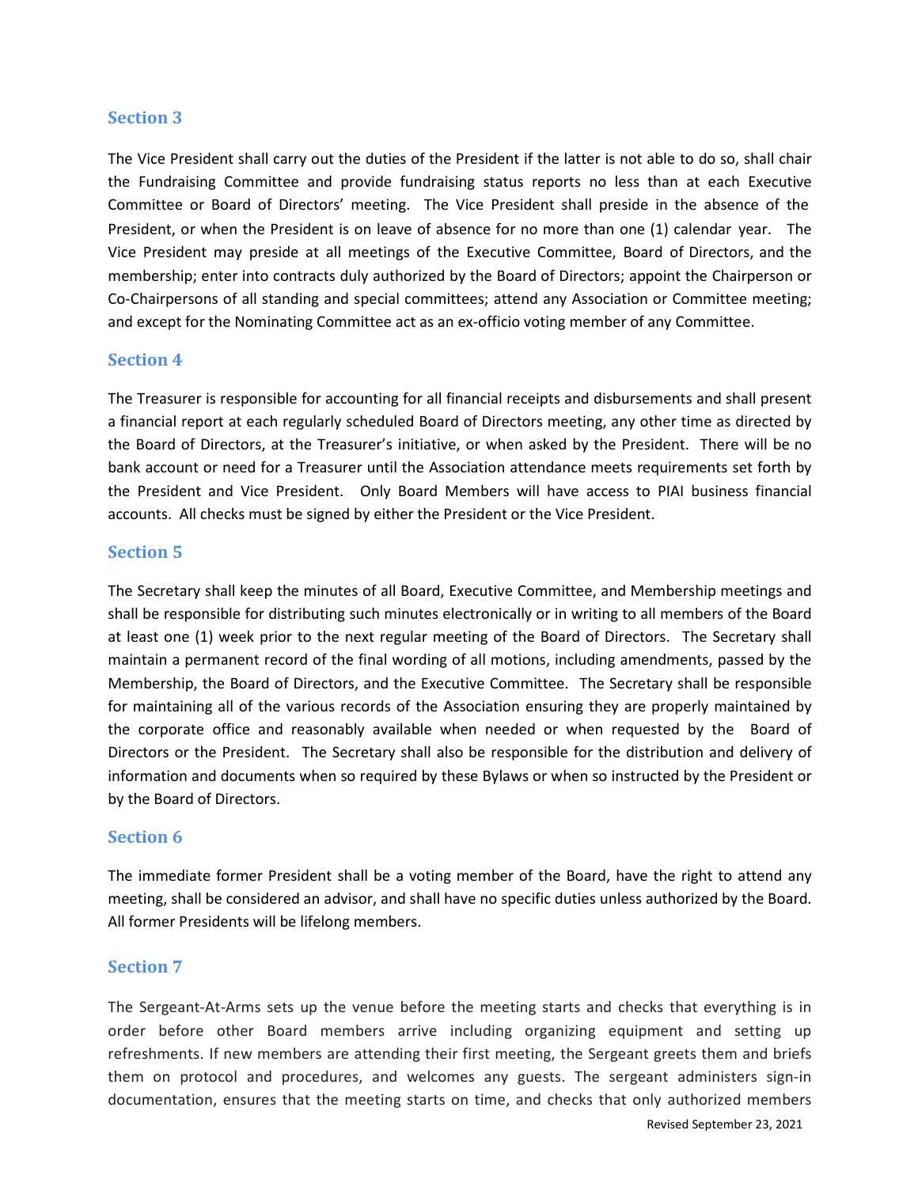## Section 3

The Vice President shall carry out the duties of the President if the latter is not able to do so, shall chair the Fundraising Committee and provide fundraising status reports no less than at each Executive Committee or Board of Directors' meeting. The Vice President shall preside in the absence of the President, or when the President is on leave of absence for no more than one (1) calendar year. The Vice President may preside at all meetings of the Executive Committee, Board of Directors, and the membership; enter into contracts duly authorized by the Board of Directors; appoint the Chairperson or Co-Chairpersons of all standing and special committees; attend any Association or Committee meeting; and except for the Nominating Committee act as an ex-officio voting member of any Committee.

## Section 4

The Treasurer is responsible for accounting for all financial receipts and disbursements and shall present a financial report at each regularly scheduled Board of Directors meeting, any other time as directed by the Board of Directors, at the Treasurer's initiative, or when asked by the President. There will be no bank account or need for a Treasurer until the Association attendance meets requirements set forth by the President and Vice President. Only Board Members will have access to PIAI business financial accounts. All checks must be signed by either the President or the Vice President.

## Section 5

The Secretary shall keep the minutes of all Board, Executive Committee, and Membership meetings and shall be responsible for distributing such minutes electronically or in writing to all members of the Board at least one (1) week prior to the next regular meeting of the Board of Directors. The Secretary shall maintain a permanent record of the final wording of all motions, including amendments, passed by the Membership, the Board of Directors, and the Executive Committee. The Secretary shall be responsible for maintaining all of the various records of the Association ensuring they are properly maintained by the corporate office and reasonably available when needed or when requested by the Board of Directors or the President. The Secretary shall also be responsible for the distribution and delivery of information and documents when so required by these Bylaws or when so instructed by the President or by the Board of Directors.

## Section 6

The immediate former President shall be a voting member of the Board, have the right to attend any meeting, shall be considered an advisor, and shall have no specific duties unless authorized by the Board. All former Presidents will be lifelong members.

## Section 7

The Sergeant-At-Arms sets up the venue before the meeting starts and checks that everything is in order before other Board members arrive including organizing equipment and setting up refreshments. If new members are attending their first meeting, the Sergeant greets them and briefs them on protocol and procedures, and welcomes any guests. The sergeant administers sign-in documentation, ensures that the meeting starts on time, and checks that only authorized members

Revised September 23, 2021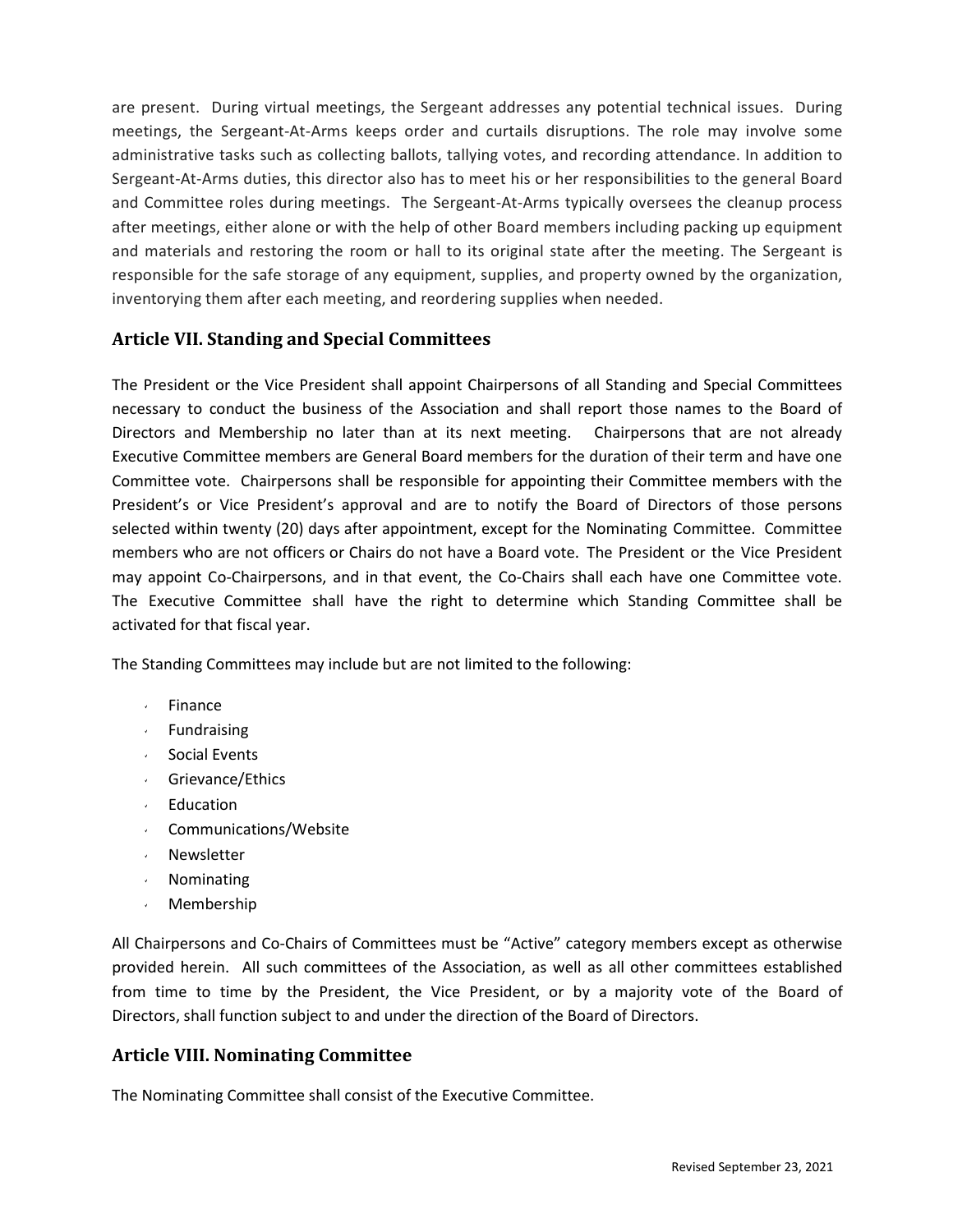are present. During virtual meetings, the Sergeant addresses any potential technical issues. During meetings, the Sergeant-At-Arms keeps order and curtails disruptions. The role may involve some administrative tasks such as collecting ballots, tallying votes, and recording attendance. In addition to Sergeant-At-Arms duties, this director also has to meet his or her responsibilities to the general Board and Committee roles during meetings. The Sergeant-At-Arms typically oversees the cleanup process after meetings, either alone or with the help of other Board members including packing up equipment and materials and restoring the room or hall to its original state after the meeting. The Sergeant is responsible for the safe storage of any equipment, supplies, and property owned by the organization, inventorying them after each meeting, and reordering supplies when needed.

## Article VII. Standing and Special Committees

The President or the Vice President shall appoint Chairpersons of all Standing and Special Committees necessary to conduct the business of the Association and shall report those names to the Board of Directors and Membership no later than at its next meeting. Chairpersons that are not already Executive Committee members are General Board members for the duration of their term and have one Committee vote. Chairpersons shall be responsible for appointing their Committee members with the President's or Vice President's approval and are to notify the Board of Directors of those persons selected within twenty (20) days after appointment, except for the Nominating Committee. Committee members who are not officers or Chairs do not have a Board vote. The President or the Vice President may appoint Co-Chairpersons, and in that event, the Co-Chairs shall each have one Committee vote. The Executive Committee shall have the right to determine which Standing Committee shall be activated for that fiscal year.

The Standing Committees may include but are not limited to the following:

- Finance
- Fundraising
- Social Events
- Grievance/Ethics
- Education
- Communications/Website
- Newsletter
- Nominating
- Membership

All Chairpersons and Co-Chairs of Committees must be "Active" category members except as otherwise provided herein. All such committees of the Association, as well as all other committees established from time to time by the President, the Vice President, or by a majority vote of the Board of Directors, shall function subject to and under the direction of the Board of Directors.

## Article VIII. Nominating Committee

The Nominating Committee shall consist of the Executive Committee.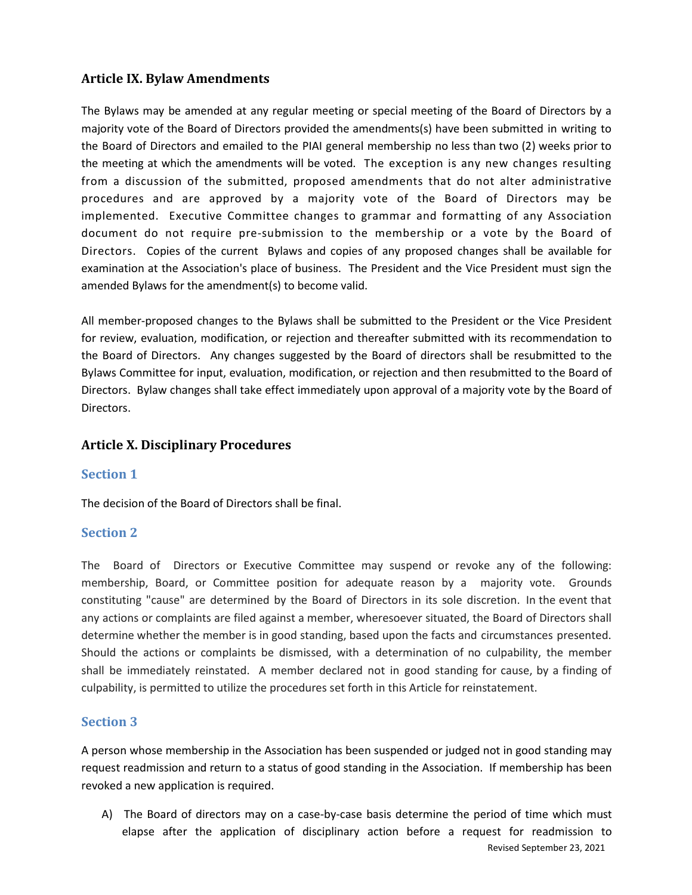## Article IX. Bylaw Amendments

The Bylaws may be amended at any regular meeting or special meeting of the Board of Directors by a majority vote of the Board of Directors provided the amendments(s) have been submitted in writing to the Board of Directors and emailed to the PIAI general membership no less than two (2) weeks prior to the meeting at which the amendments will be voted. The exception is any new changes resulting from a discussion of the submitted, proposed amendments that do not alter administrative procedures and are approved by a majority vote of the Board of Directors may be implemented. Executive Committee changes to grammar and formatting of any Association document do not require pre-submission to the membership or a vote by the Board of Directors. Copies of the current Bylaws and copies of any proposed changes shall be available for examination at the Association's place of business. The President and the Vice President must sign the amended Bylaws for the amendment(s) to become valid.

All member-proposed changes to the Bylaws shall be submitted to the President or the Vice President for review, evaluation, modification, or rejection and thereafter submitted with its recommendation to the Board of Directors. Any changes suggested by the Board of directors shall be resubmitted to the Bylaws Committee for input, evaluation, modification, or rejection and then resubmitted to the Board of Directors. Bylaw changes shall take effect immediately upon approval of a majority vote by the Board of Directors.

## Article X. Disciplinary Procedures

### Section 1

The decision of the Board of Directors shall be final.

### Section 2

The Board of Directors or Executive Committee may suspend or revoke any of the following: membership, Board, or Committee position for adequate reason by a majority vote. Grounds constituting "cause" are determined by the Board of Directors in its sole discretion. In the event that any actions or complaints are filed against a member, wheresoever situated, the Board of Directors shall determine whether the member is in good standing, based upon the facts and circumstances presented. Should the actions or complaints be dismissed, with a determination of no culpability, the member shall be immediately reinstated. A member declared not in good standing for cause, by a finding of culpability, is permitted to utilize the procedures set forth in this Article for reinstatement.

### Section 3

A person whose membership in the Association has been suspended or judged not in good standing may request readmission and return to a status of good standing in the Association. If membership has been revoked a new application is required.

A) The Board of directors may on a case-by-case basis determine the period of time which must elapse after the application of disciplinary action before a request for readmission to

Revised September 23, 2021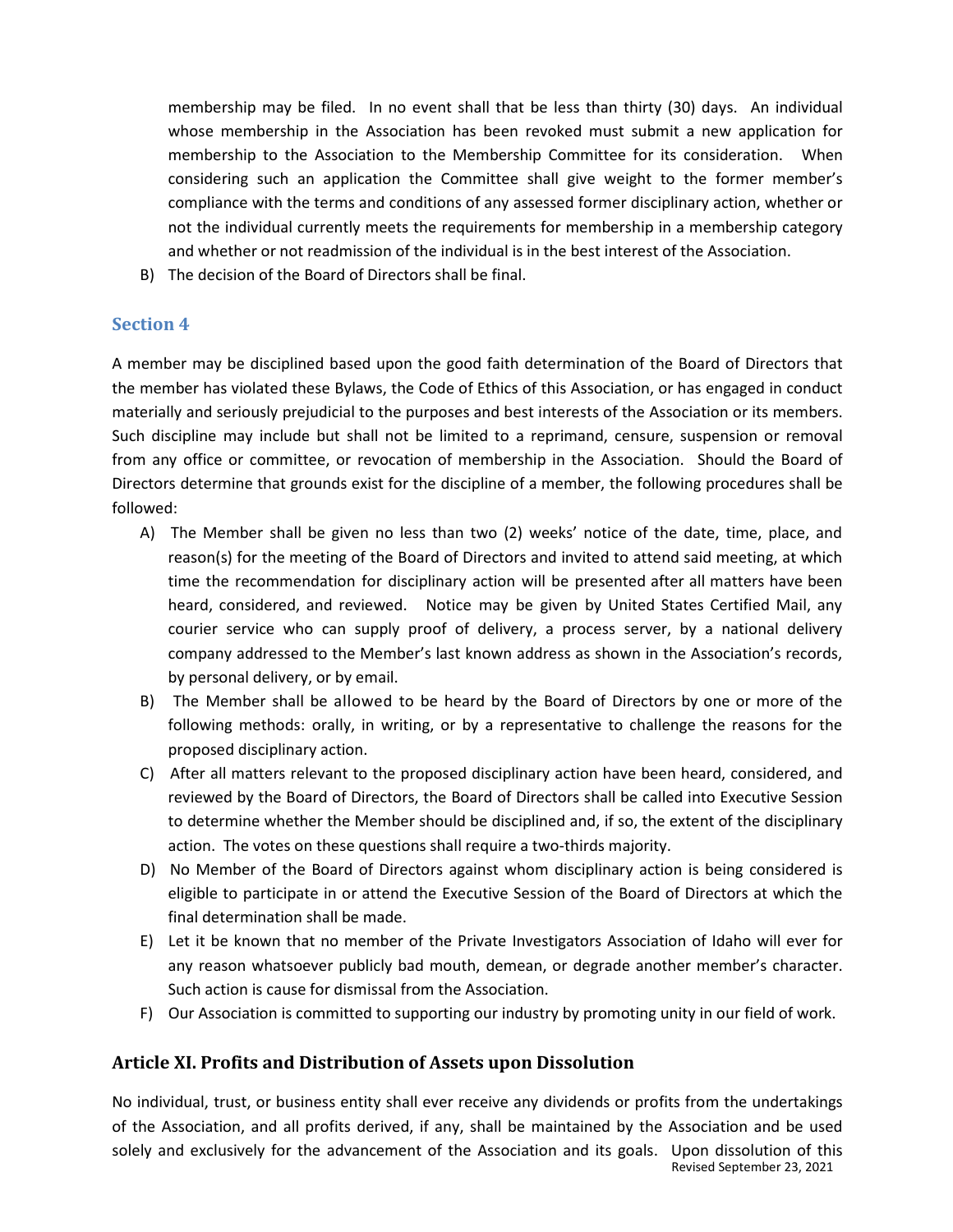membership may be filed. In no event shall that be less than thirty (30) days. An individual whose membership in the Association has been revoked must submit a new application for membership to the Association to the Membership Committee for its consideration. When considering such an application the Committee shall give weight to the former member's compliance with the terms and conditions of any assessed former disciplinary action, whether or not the individual currently meets the requirements for membership in a membership category and whether or not readmission of the individual is in the best interest of the Association.

B) The decision of the Board of Directors shall be final.

### Section 4

A member may be disciplined based upon the good faith determination of the Board of Directors that the member has violated these Bylaws, the Code of Ethics of this Association, or has engaged in conduct materially and seriously prejudicial to the purposes and best interests of the Association or its members. Such discipline may include but shall not be limited to a reprimand, censure, suspension or removal from any office or committee, or revocation of membership in the Association. Should the Board of Directors determine that grounds exist for the discipline of a member, the following procedures shall be followed:

A) The Member shall be given no less than two (2) weeks' notice of the date, time, place, and reason(s) for the meeting of the Board of Directors and invited to attend said meeting, at which time the recommendation for disciplinary action will be presented after all matters have been heard, considered, and reviewed. Notice may be given by United States Certified Mail, any courier service who can supply proof of delivery, a process server, by a national delivery company addressed to the Member's last known address as shown in the Association's records, by personal delivery, or by email.

B) The Member shall be allowed to be heard by the Board of Directors by one or more of the following methods: orally, in writing, or by a representative to challenge the reasons for the proposed disciplinary action.

C) After all matters relevant to the proposed disciplinary action have been heard, considered, and reviewed by the Board of Directors, the Board of Directors shall be called into Executive Session to determine whether the Member should be disciplined and, if so, the extent of the disciplinary action. The votes on these questions shall require a two-thirds majority.

D) No Member of the Board of Directors against whom disciplinary action is being considered is eligible to participate in or attend the Executive Session of the Board of Directors at which the final determination shall be made.

E) Let it be known that no member of the Private Investigators Association of Idaho will ever for any reason whatsoever publicly bad mouth, demean, or degrade another member's character. Such action is cause for dismissal from the Association.

F) Our Association is committed to supporting our industry by promoting unity in our field of work.

## Article XI. Profits and Distribution of Assets upon Dissolution

No individual, trust, or business entity shall ever receive any dividends or profits from the undertakings of the Association, and all profits derived, if any, shall be maintained by the Association and be used solely and exclusively for the advancement of the Association and its goals. Upon dissolution of this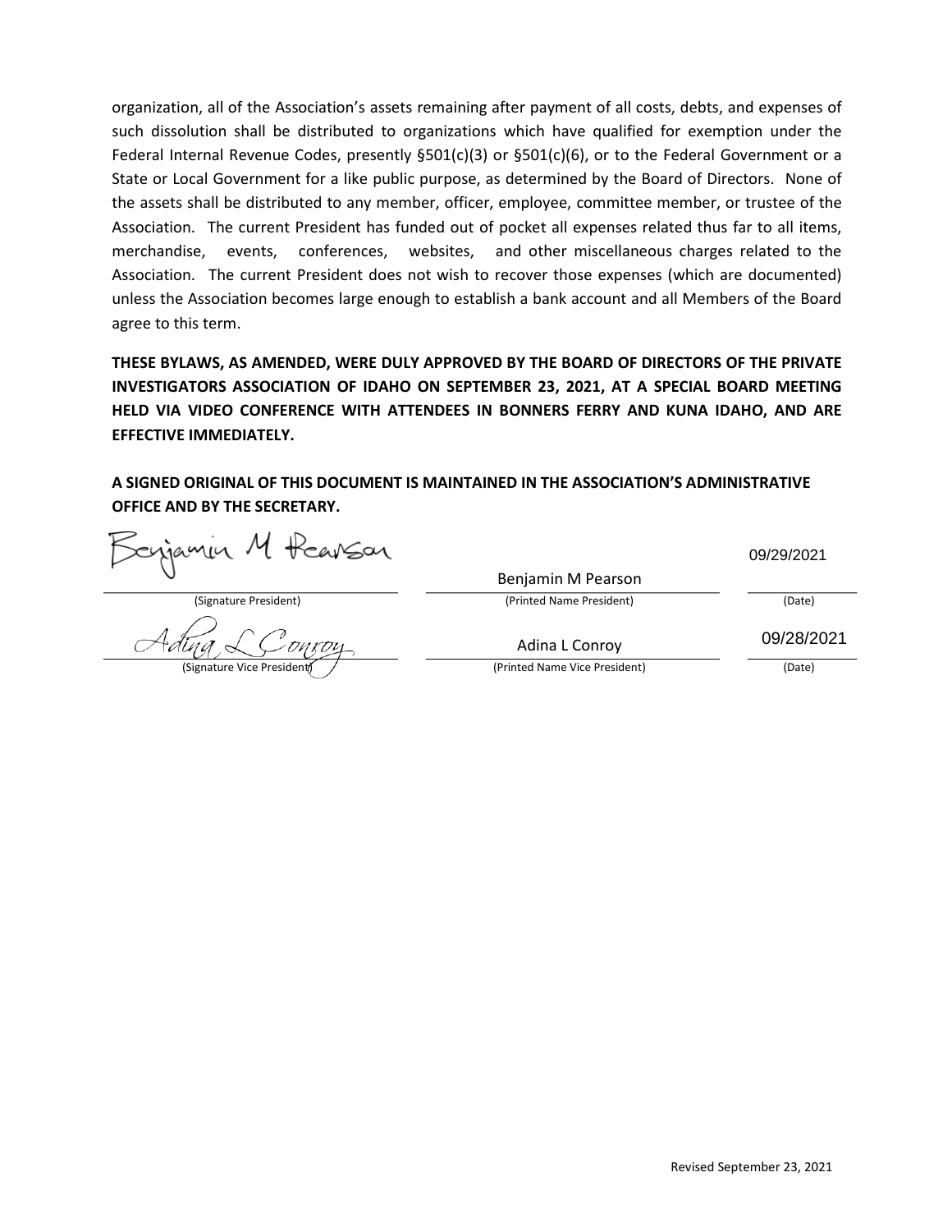organization, all of the Association's assets remaining after payment of all costs, debts, and expenses of such dissolution shall be distributed to organizations which have qualified for exemption under the Federal Internal Revenue Codes, presently §501(c)(3) or §501(c)(6), or to the Federal Government or a State or Local Government for a like public purpose, as determined by the Board of Directors. None of the assets shall be distributed to any member, officer, employee, committee member, or trustee of the Association. The current President has funded out of pocket all expenses related thus far to all items, merchandise, events, conferences, websites, and other miscellaneous charges related to the Association. The current President does not wish to recover those expenses (which are documented) unless the Association becomes large enough to establish a bank account and all Members of the Board agree to this term.

**THESE BYLAWS, AS AMENDED, WERE DULY APPROVED BY THE BOARD OF DIRECTORS OF THE PRIVATE INVESTIGATORS ASSOCIATION OF IDAHO ON SEPTEMBER 23, 2021, AT A SPECIAL BOARD MEETING HELD VIA VIDEO CONFERENCE WITH ATTENDEES IN BONNERS FERRY AND KUNA IDAHO, AND ARE EFFECTIVE IMMEDIATELY.**

**A SIGNED ORIGINAL OF THIS DOCUMENT IS MAINTAINED IN THE ASSOCIATION'S ADMINISTRATIVE OFFICE AND BY THE SECRETARY.**

| | | |
|---|---|---|
| Benjamin M Pearson | Benjamin M Pearson | 09/29/2021 |
| (Signature President) | (Printed Name President) | (Date) |
| Adina L Conroy | Adina L Conroy | 09/28/2021 |
| (Signature Vice President) | (Printed Name Vice President) | (Date) |

Revised September 23, 2021